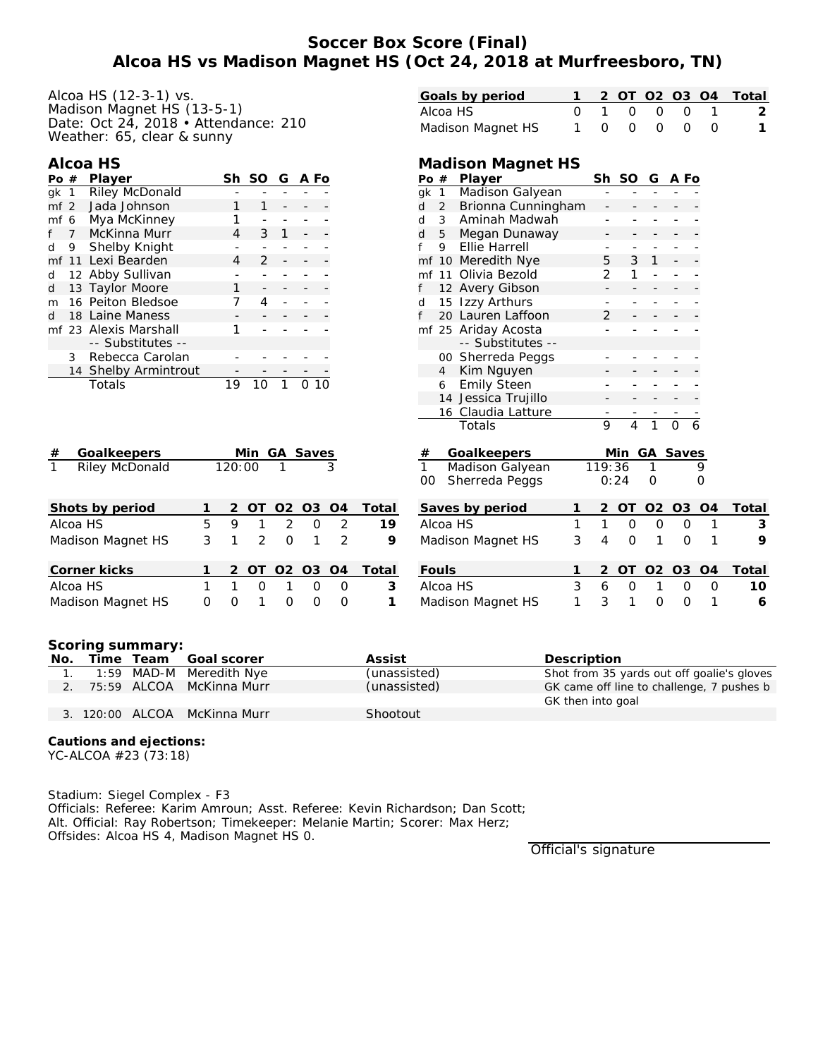# Soccer Box Score (Final)
## Alcoa HS vs Madison Magnet HS (Oct 24, 2018 at Murfreesboro, TN)

Alcoa HS (12-3-1) vs.
Madison Magnet HS (13-5-1)
Date: Oct 24, 2018 • Attendance: 210
Weather: 65, clear & sunny

| Goals by period | 1 | 2 | OT | O2 | O3 | O4 | Total |
|---|---|---|---|---|---|---|---|
| Alcoa HS | 0 | 1 | 0 | 0 | 0 | 1 | 2 |
| Madison Magnet HS | 1 | 0 | 0 | 0 | 0 | 0 | 1 |

### Alcoa HS

| Po | # | Player | Sh | SO | G | A | Fo |
|---|---|---|---|---|---|---|---|
| gk | 1 | Riley McDonald | - | - | - | - | - |
| mf | 2 | Jada Johnson | 1 | 1 | - | - | - |
| mf | 6 | Mya McKinney | 1 | - | - | - | - |
| f | 7 | McKinna Murr | 4 | 3 | 1 | - | - |
| d | 9 | Shelby Knight | - | - | - | - | - |
| mf | 11 | Lexi Bearden | 4 | 2 | - | - | - |
| d | 12 | Abby Sullivan | - | - | - | - | - |
| d | 13 | Taylor Moore | 1 | - | - | - | - |
| m | 16 | Peiton Bledsoe | 7 | 4 | - | - | - |
| d | 18 | Laine Maness | - | - | - | - | - |
| mf | 23 | Alexis Marshall | 1 | - | - | - | - |
| | | -- Substitutes -- | | | | | |
| | 3 | Rebecca Carolan | - | - | - | - | - |
| | 14 | Shelby Armintrout | - | - | - | - | - |
| | | Totals | 19 | 10 | 1 | 0 | 10 |

### Madison Magnet HS

| Po | # | Player | Sh | SO | G | A | Fo |
|---|---|---|---|---|---|---|---|
| gk | 1 | Madison Galyean | - | - | - | - | - |
| d | 2 | Brionna Cunningham | - | - | - | - | - |
| d | 3 | Aminah Madwah | - | - | - | - | - |
| d | 5 | Megan Dunaway | - | - | - | - | - |
| f | 9 | Ellie Harrell | - | - | - | - | - |
| mf | 10 | Meredith Nye | 5 | 3 | 1 | - | - |
| mf | 11 | Olivia Bezold | 2 | 1 | - | - | - |
| f | 12 | Avery Gibson | - | - | - | - | - |
| d | 15 | Izzy Arthurs | - | - | - | - | - |
| f | 20 | Lauren Laffoon | 2 | - | - | - | - |
| mf | 25 | Ariday Acosta | - | - | - | - | - |
| | | -- Substitutes -- | | | | | |
| | 00 | Sherreda Peggs | - | - | - | - | - |
| | 4 | Kim Nguyen | - | - | - | - | - |
| | 6 | Emily Steen | - | - | - | - | - |
| | 14 | Jessica Trujillo | - | - | - | - | - |
| | 16 | Claudia Latture | - | - | - | - | - |
| | | Totals | 9 | 4 | 1 | 0 | 6 |

| # | Goalkeepers | Min | GA | Saves |
|---|---|---|---|---|
| 1 | Riley McDonald | 120:00 | 1 | 3 |

| # | Goalkeepers | Min | GA | Saves |
|---|---|---|---|---|
| 1 | Madison Galyean | 119:36 | 1 | 9 |
| 00 | Sherreda Peggs | 0:24 | 0 | 0 |

| Shots by period | 1 | 2 | OT | O2 | O3 | O4 | Total |
|---|---|---|---|---|---|---|---|
| Alcoa HS | 5 | 9 | 1 | 2 | 0 | 2 | 19 |
| Madison Magnet HS | 3 | 1 | 2 | 0 | 1 | 2 | 9 |

| Saves by period | 1 | 2 | OT | O2 | O3 | O4 | Total |
|---|---|---|---|---|---|---|---|
| Alcoa HS | 1 | 1 | 0 | 0 | 0 | 1 | 3 |
| Madison Magnet HS | 3 | 4 | 0 | 1 | 0 | 1 | 9 |

| Corner kicks | 1 | 2 | OT | O2 | O3 | O4 | Total |
|---|---|---|---|---|---|---|---|
| Alcoa HS | 1 | 1 | 0 | 1 | 0 | 0 | 3 |
| Madison Magnet HS | 0 | 0 | 1 | 0 | 0 | 0 | 1 |

| Fouls | 1 | 2 | OT | O2 | O3 | O4 | Total |
|---|---|---|---|---|---|---|---|
| Alcoa HS | 3 | 6 | 0 | 1 | 0 | 0 | 10 |
| Madison Magnet HS | 1 | 3 | 1 | 0 | 0 | 1 | 6 |

**Scoring summary:**

| No. | Time | Team | Goal scorer | Assist | Description |
|---|---|---|---|---|---|
| 1. | 1:59 | MAD-M | Meredith Nye | (unassisted) | Shot from 35 yards out off goalie's gloves |
| 2. | 75:59 | ALCOA | McKinna Murr | (unassisted) | GK came off line to challenge, 7 pushes b GK then into goal |
| 3. | 120:00 | ALCOA | McKinna Murr | Shootout | |

**Cautions and ejections:**
YC-ALCOA #23 (73:18)

Stadium: Siegel Complex - F3
Officials: Referee: Karim Amroun; Asst. Referee: Kevin Richardson; Dan Scott;
Alt. Official: Ray Robertson; Timekeeper: Melanie Martin; Scorer: Max Herz;
Offsides: Alcoa HS 4, Madison Magnet HS 0.

Official's signature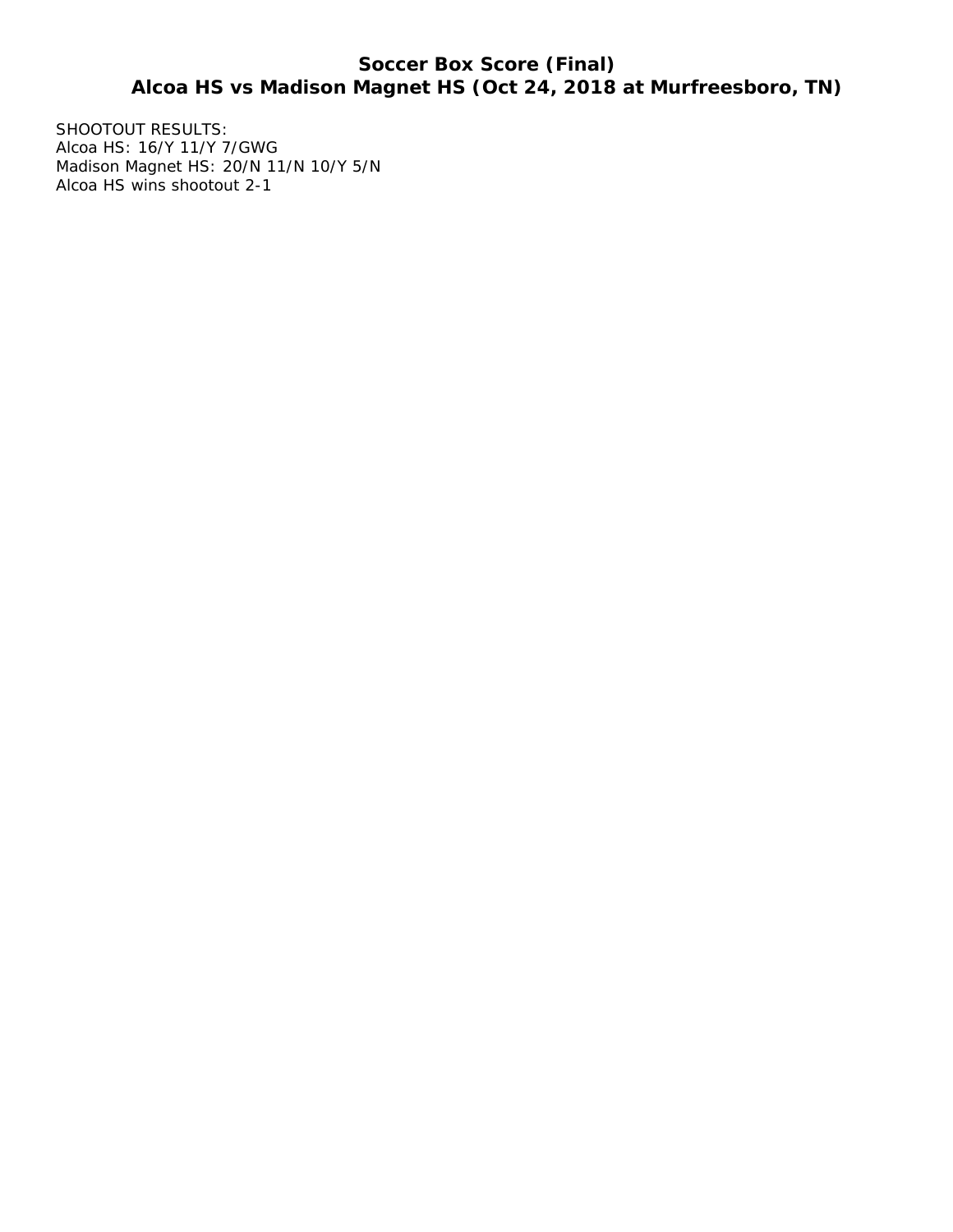**Soccer Box Score (Final)**
**Alcoa HS vs Madison Magnet HS (Oct 24, 2018 at Murfreesboro, TN)**

SHOOTOUT RESULTS:
Alcoa HS: 16/Y 11/Y 7/GWG
Madison Magnet HS: 20/N 11/N 10/Y 5/N
Alcoa HS wins shootout 2-1